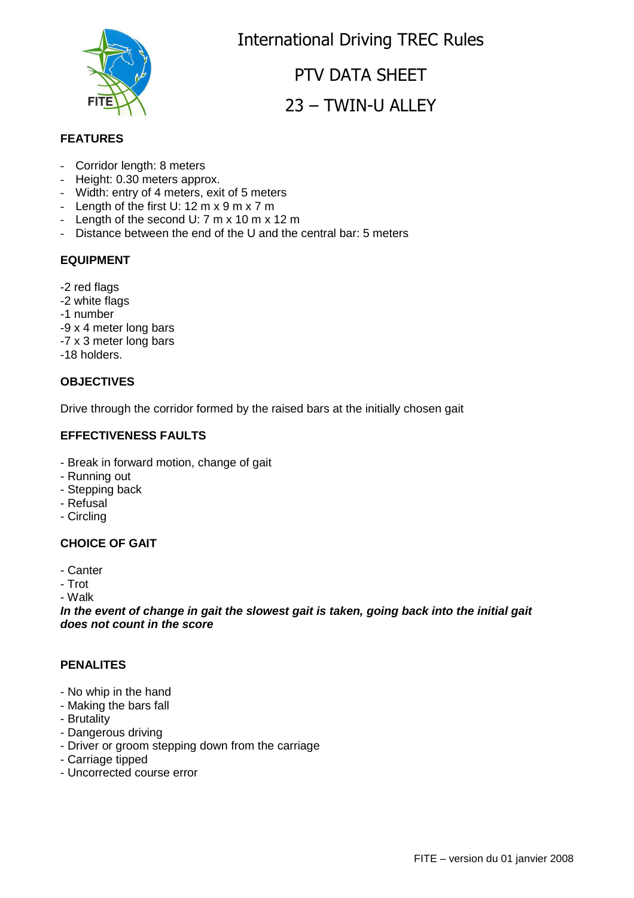# International Driving TREC Rules

## PTV DATA SHEET

## 23 – TWIN-U ALLEY

### FEATURES

- Corridor length: 8 meters
- Height: 0.30 meters approx.
- Width: entry of 4 meters, exit of 5 meters
- Length of the first U: 12 m x 9 m x 7 m
- Length of the second U: 7 m x 10 m x 12 m
- Distance between the end of the U and the central bar: 5 meters

### EQUIPMENT

-2 red flags
-2 white flags
-1 number
-9 x 4 meter long bars
-7 x 3 meter long bars
-18 holders.

### OBJECTIVES

Drive through the corridor formed by the raised bars at the initially chosen gait

### EFFECTIVENESS FAULTS

- Break in forward motion, change of gait
- Running out
- Stepping back
- Refusal
- Circling

### CHOICE OF GAIT

- Canter
- Trot
- Walk

***In the event of change in gait the slowest gait is taken, going back into the initial gait does not count in the score***

### PENALITES

- No whip in the hand
- Making the bars fall
- Brutality
- Dangerous driving
- Driver or groom stepping down from the carriage
- Carriage tipped
- Uncorrected course error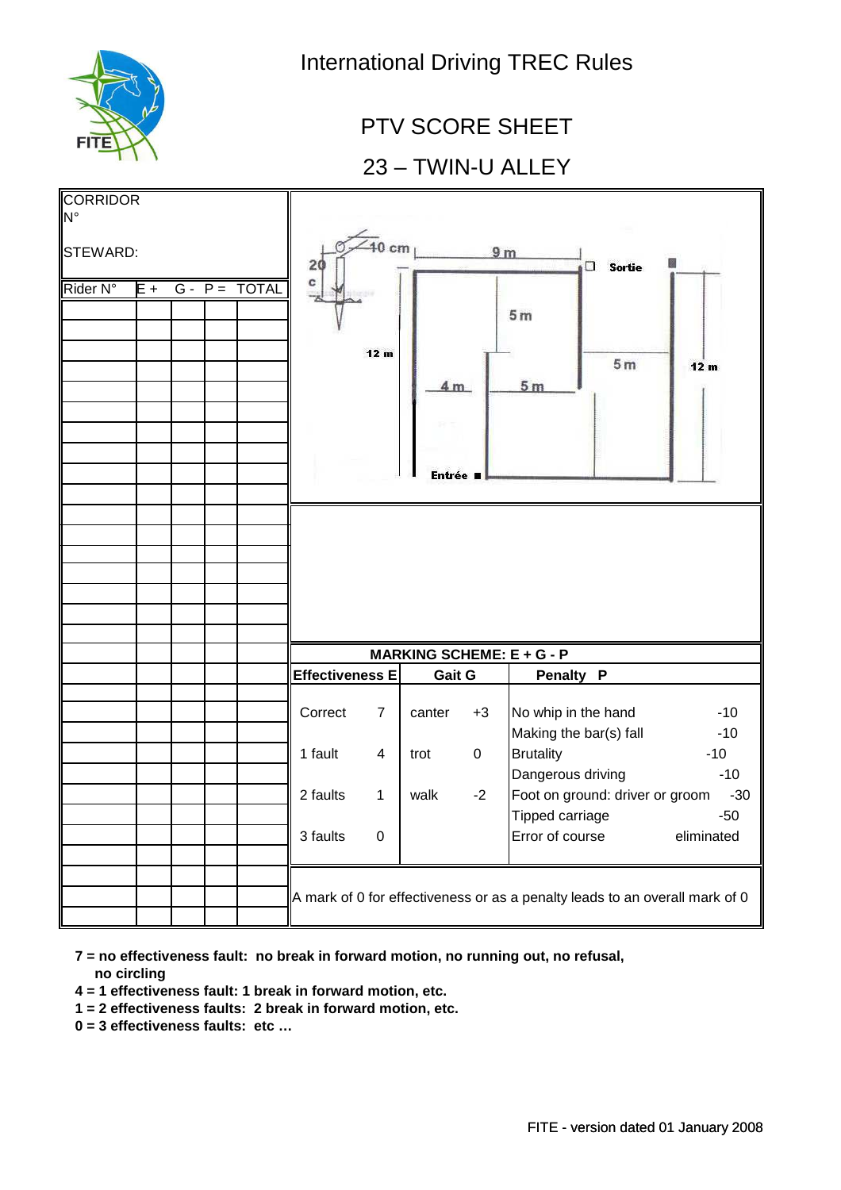# International Driving TREC Rules

## PTV SCORE SHEET

## 23 – TWIN-U ALLEY

CORRIDOR N°

STEWARD:

| Rider N° | E + | G - | P = | TOTAL |
|---|---|---|---|---|
| | | | | |
| | | | | |
| | | | | |
| | | | | |
| | | | | |
| | | | | |
| | | | | |
| | | | | |
| | | | | |
| | | | | |
| | | | | |
| | | | | |
| | | | | |
| | | | | |
| | | | | |
| | | | | |
| | | | | |
| | | | | |
| | | | | |
| | | | | |
| | | | | |
| | | | | |
| | | | | |
| | | | | |
| | | | | |
| | | | | |
| | | | | |
| | | | | |
| | | | | |
| | | | | |
| | | | | |

20 c
40 cm
9 m
Sortie
5 m
12 m
5 m
12 m
4 m
5 m
Entrée

**MARKING SCHEME: E + G - P**

| Effectiveness E | | Gait G | | Penalty P | |
|---|---|---|---|---|---|
| Correct | 7 | canter | +3 | No whip in the hand | -10 |
| | | | | Making the bar(s) fall | -10 |
| 1 fault | 4 | trot | 0 | Brutality | -10 |
| | | | | Dangerous driving | -10 |
| 2 faults | 1 | walk | -2 | Foot on ground: driver or groom | -30 |
| | | | | Tipped carriage | -50 |
| 3 faults | 0 | | | Error of course | eliminated |

A mark of 0 for effectiveness or as a penalty leads to an overall mark of 0

**7 = no effectiveness fault: no break in forward motion, no running out, no refusal, no circling**
**4 = 1 effectiveness fault: 1 break in forward motion, etc.**
**1 = 2 effectiveness faults: 2 break in forward motion, etc.**
**0 = 3 effectiveness faults: etc …**

FITE - version dated 01 January 2008